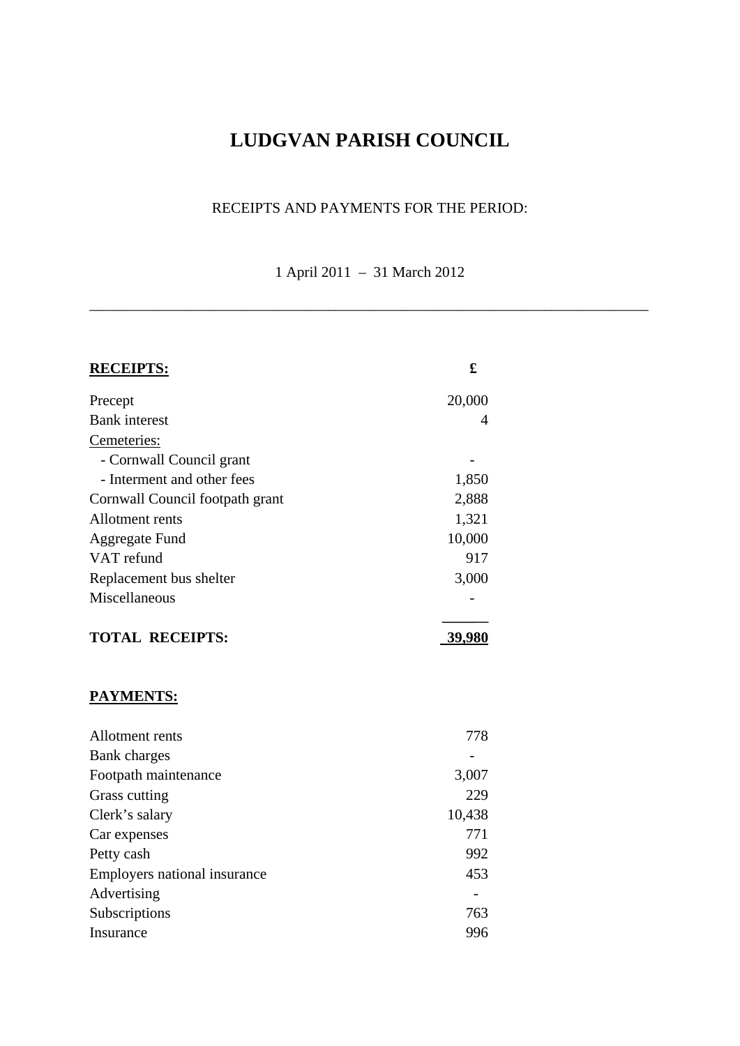# LUDGVAN PARISH COUNCIL

RECEIPTS AND PAYMENTS FOR THE PERIOD:

1 April 2011 – 31 March 2012

---

| **RECEIPTS:** | **£** |
|---|---|
| Precept | 20,000 |
| Bank interest | 4 |
| Cemeteries: | |
| - Cornwall Council grant | - |
| - Interment and other fees | 1,850 |
| Cornwall Council footpath grant | 2,888 |
| Allotment rents | 1,321 |
| Aggregate Fund | 10,000 |
| VAT refund | 917 |
| Replacement bus shelter | 3,000 |
| Miscellaneous | - |
| **TOTAL RECEIPTS:** | **39,980** |

| **PAYMENTS:** | |
|---|---|
| Allotment rents | 778 |
| Bank charges | - |
| Footpath maintenance | 3,007 |
| Grass cutting | 229 |
| Clerk's salary | 10,438 |
| Car expenses | 771 |
| Petty cash | 992 |
| Employers national insurance | 453 |
| Advertising | - |
| Subscriptions | 763 |
| Insurance | 996 |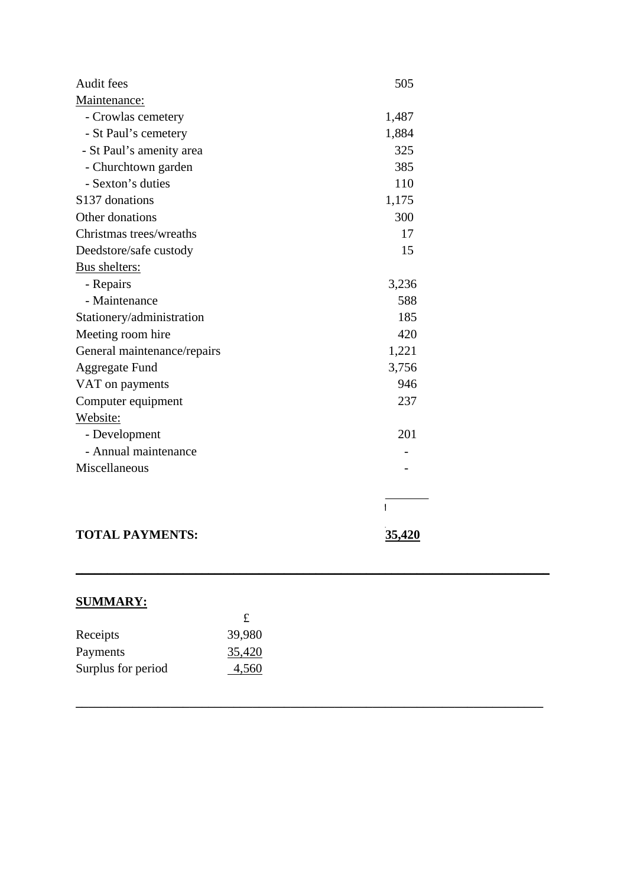| | |
|---|---|
| Audit fees | 505 |
| Maintenance: | |
| - Crowlas cemetery | 1,487 |
| - St Paul's cemetery | 1,884 |
| - St Paul's amenity area | 325 |
| - Churchtown garden | 385 |
| - Sexton's duties | 110 |
| S137 donations | 1,175 |
| Other donations | 300 |
| Christmas trees/wreaths | 17 |
| Deedstore/safe custody | 15 |
| Bus shelters: | |
| - Repairs | 3,236 |
| - Maintenance | 588 |
| Stationery/administration | 185 |
| Meeting room hire | 420 |
| General maintenance/repairs | 1,221 |
| Aggregate Fund | 3,756 |
| VAT on payments | 946 |
| Computer equipment | 237 |
| Website: | |
| - Development | 201 |
| - Annual maintenance | - |
| Miscellaneous | - |
| **TOTAL PAYMENTS:** | **35,420** |

---

**SUMMARY:**

| | £ |
|---|---|
| Receipts | 39,980 |
| Payments | 35,420 |
| Surplus for period | 4,560 |

---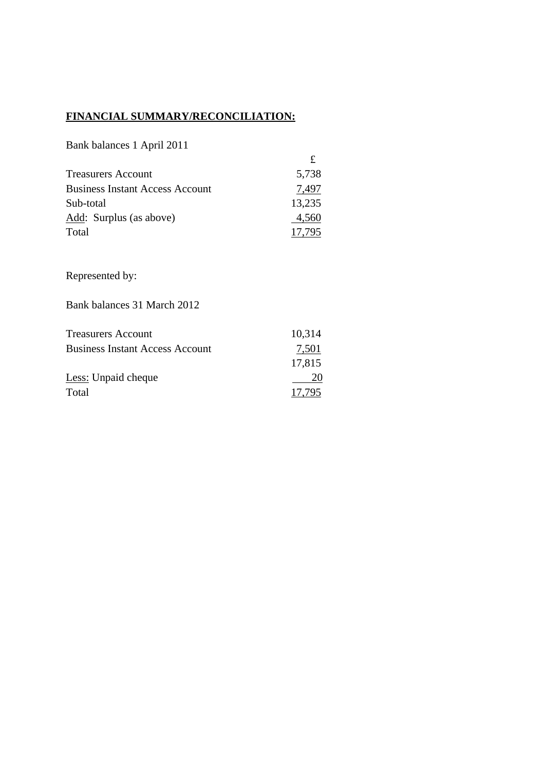**FINANCIAL SUMMARY/RECONCILIATION:**

Bank balances 1 April 2011

| | £ |
|---|---|
| Treasurers Account | 5,738 |
| Business Instant Access Account | 7,497 |
| Sub-total | 13,235 |
| Add: Surplus (as above) | 4,560 |
| Total | 17,795 |

Represented by:

Bank balances 31 March 2012

| | |
|---|---|
| Treasurers Account | 10,314 |
| Business Instant Access Account | 7,501 |
| | 17,815 |
| Less: Unpaid cheque | 20 |
| Total | 17,795 |